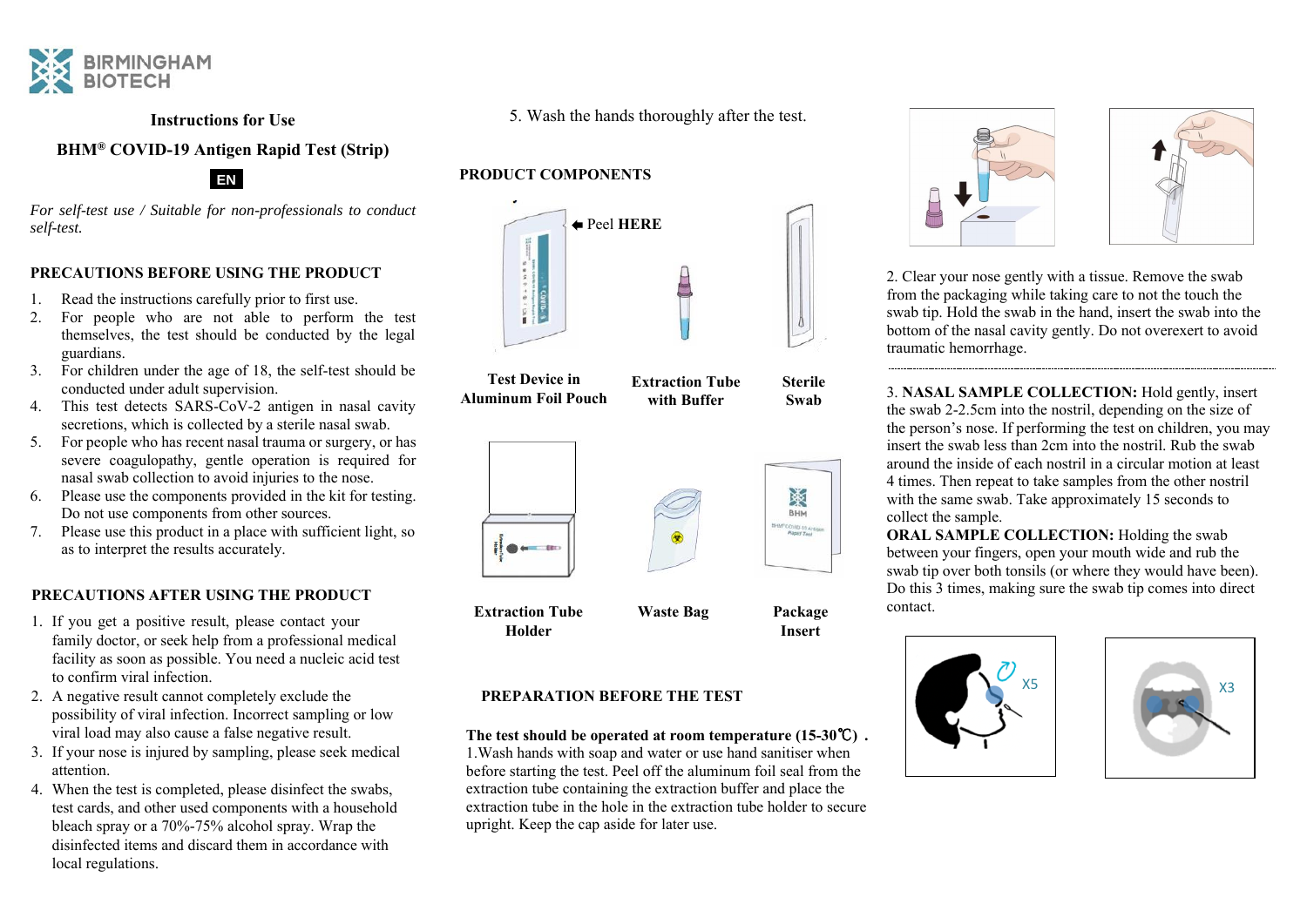BIRMINGHAM BIOTECH

# Instructions for Use

## BHM® COVID-19 Antigen Rapid Test (Strip)

EN

*For self-test use / Suitable for non-professionals to conduct self-test.*

## PRECAUTIONS BEFORE USING THE PRODUCT

1. Read the instructions carefully prior to first use.
2. For people who are not able to perform the test themselves, the test should be conducted by the legal guardians.
3. For children under the age of 18, the self-test should be conducted under adult supervision.
4. This test detects SARS-CoV-2 antigen in nasal cavity secretions, which is collected by a sterile nasal swab.
5. For people who has recent nasal trauma or surgery, or has severe coagulopathy, gentle operation is required for nasal swab collection to avoid injuries to the nose.
6. Please use the components provided in the kit for testing. Do not use components from other sources.
7. Please use this product in a place with sufficient light, so as to interpret the results accurately.

## PRECAUTIONS AFTER USING THE PRODUCT

1. If you get a positive result, please contact your family doctor, or seek help from a professional medical facility as soon as possible. You need a nucleic acid test to confirm viral infection.
2. A negative result cannot completely exclude the possibility of viral infection. Incorrect sampling or low viral load may also cause a false negative result.
3. If your nose is injured by sampling, please seek medical attention.
4. When the test is completed, please disinfect the swabs, test cards, and other used components with a household bleach spray or a 70%-75% alcohol spray. Wrap the disinfected items and discard them in accordance with local regulations.
5. Wash the hands thoroughly after the test.

## PRODUCT COMPONENTS

Peel **HERE**

**Test Device in Aluminum Foil Pouch**

**Extraction Tube with Buffer**

**Sterile Swab**

**Extraction Tube Holder**

**Waste Bag**

**Package Insert**

## PREPARATION BEFORE THE TEST

**The test should be operated at room temperature (15-30℃).**

1.Wash hands with soap and water or use hand sanitiser when before starting the test. Peel off the aluminum foil seal from the extraction tube containing the extraction buffer and place the extraction tube in the hole in the extraction tube holder to secure upright. Keep the cap aside for later use.

2. Clear your nose gently with a tissue. Remove the swab from the packaging while taking care to not the touch the swab tip. Hold the swab in the hand, insert the swab into the bottom of the nasal cavity gently. Do not overexert to avoid traumatic hemorrhage.

3. **NASAL SAMPLE COLLECTION:** Hold gently, insert the swab 2-2.5cm into the nostril, depending on the size of the person's nose. If performing the test on children, you may insert the swab less than 2cm into the nostril. Rub the swab around the inside of each nostril in a circular motion at least 4 times. Then repeat to take samples from the other nostril with the same swab. Take approximately 15 seconds to collect the sample.

**ORAL SAMPLE COLLECTION:** Holding the swab between your fingers, open your mouth wide and rub the swab tip over both tonsils (or where they would have been). Do this 3 times, making sure the swab tip comes into direct contact.

X5

X3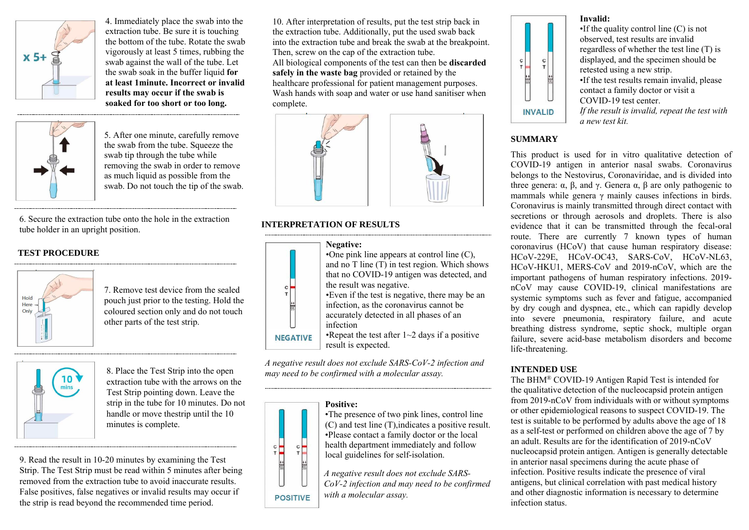4. Immediately place the swab into the extraction tube. Be sure it is touching the bottom of the tube. Rotate the swab vigorously at least 5 times, rubbing the swab against the wall of the tube. Let the swab soak in the buffer liquid **for at least 1minute. Incorrect or invalid results may occur if the swab is soaked for too short or too long.**

5. After one minute, carefully remove the swab from the tube. Squeeze the swab tip through the tube while removing the swab in order to remove as much liquid as possible from the swab. Do not touch the tip of the swab.

6. Secure the extraction tube onto the hole in the extraction tube holder in an upright position.

## TEST PROCEDURE

7. Remove test device from the sealed pouch just prior to the testing. Hold the coloured section only and do not touch other parts of the test strip.

8. Place the Test Strip into the open extraction tube with the arrows on the Test Strip pointing down. Leave the strip in the tube for 10 minutes. Do not handle or move thestrip until the 10 minutes is complete.

9. Read the result in 10-20 minutes by examining the Test Strip. The Test Strip must be read within 5 minutes after being removed from the extraction tube to avoid inaccurate results. False positives, false negatives or invalid results may occur if the strip is read beyond the recommended time period.

10. After interpretation of results, put the test strip back in the extraction tube. Additionally, put the used swab back into the extraction tube and break the swab at the breakpoint. Then, screw on the cap of the extraction tube.
All biological components of the test can then be **discarded safely in the waste bag** provided or retained by the healthcare professional for patient management purposes. Wash hands with soap and water or use hand sanitiser when complete.

## INTERPRETATION OF RESULTS

**Negative:**
- One pink line appears at control line (C), and no T line (T) in test region. Which shows that no COVID-19 antigen was detected, and the result was negative.
- Even if the test is negative, there may be an infection, as the coronavirus cannot be accurately detected in all phases of an infection
- Repeat the test after 1~2 days if a positive result is expected.

*A negative result does not exclude SARS-CoV-2 infection and may need to be confirmed with a molecular assay.*

**Positive:**
- The presence of two pink lines, control line (C) and test line (T),indicates a positive result.
- Please contact a family doctor or the local health department immediately and follow local guidelines for self-isolation.

*A negative result does not exclude SARS-CoV-2 infection and may need to be confirmed with a molecular assay.*

**Invalid:**
- If the quality control line (C) is not observed, test results are invalid regardless of whether the test line (T) is displayed, and the specimen should be retested using a new strip.
- If the test results remain invalid, please contact a family doctor or visit a COVID-19 test center.

*If the result is invalid, repeat the test with a new test kit.*

## SUMMARY

This product is used for in vitro qualitative detection of COVID-19 antigen in anterior nasal swabs. Coronavirus belongs to the Nestovirus, Coronaviridae, and is divided into three genera: α, β, and γ. Genera α, β are only pathogenic to mammals while genera γ mainly causes infections in birds. Coronavirus is mainly transmitted through direct contact with secretions or through aerosols and droplets. There is also evidence that it can be transmitted through the fecal-oral route. There are currently 7 known types of human coronavirus (HCoV) that cause human respiratory disease: HCoV-229E, HCoV-OC43, SARS-CoV, HCoV-NL63, HCoV-HKU1, MERS-CoV and 2019-nCoV, which are the important pathogens of human respiratory infections. 2019-nCoV may cause COVID-19, clinical manifestations are systemic symptoms such as fever and fatigue, accompanied by dry cough and dyspnea, etc., which can rapidly develop into severe pneumonia, respiratory failure, and acute breathing distress syndrome, septic shock, multiple organ failure, severe acid-base metabolism disorders and become life-threatening.

## INTENDED USE

The BHM® COVID-19 Antigen Rapid Test is intended for the qualitative detection of the nucleocapsid protein antigen from 2019-nCoV from individuals with or without symptoms or other epidemiological reasons to suspect COVID-19. The test is suitable to be performed by adults above the age of 18 as a self-test or performed on children above the age of 7 by an adult. Results are for the identification of 2019-nCoV nucleocapsid protein antigen. Antigen is generally detectable in anterior nasal specimens during the acute phase of infection. Positive results indicate the presence of viral antigens, but clinical correlation with past medical history and other diagnostic information is necessary to determine infection status.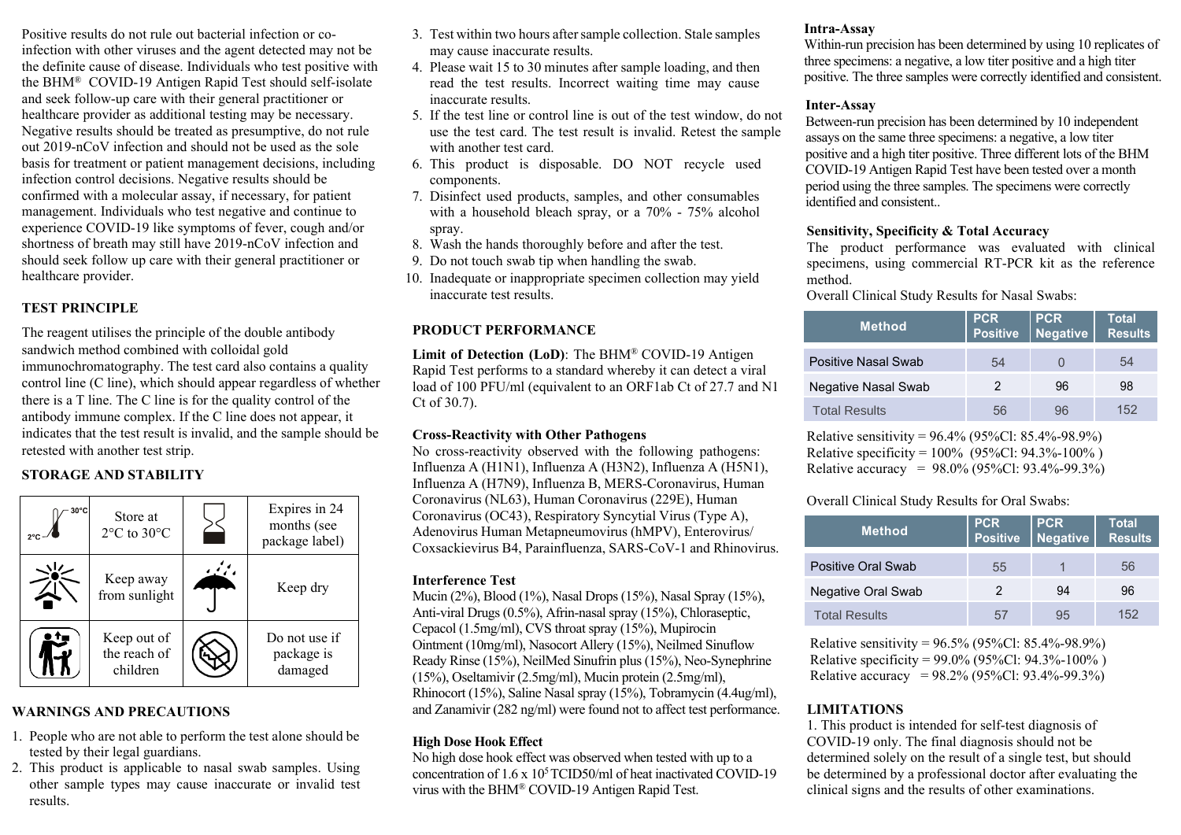Positive results do not rule out bacterial infection or co-infection with other viruses and the agent detected may not be the definite cause of disease. Individuals who test positive with the BHM® COVID-19 Antigen Rapid Test should self-isolate and seek follow-up care with their general practitioner or healthcare provider as additional testing may be necessary. Negative results should be treated as presumptive, do not rule out 2019-nCoV infection and should not be used as the sole basis for treatment or patient management decisions, including infection control decisions. Negative results should be confirmed with a molecular assay, if necessary, for patient management. Individuals who test negative and continue to experience COVID-19 like symptoms of fever, cough and/or shortness of breath may still have 2019-nCoV infection and should seek follow up care with their general practitioner or healthcare provider.

## TEST PRINCIPLE

The reagent utilises the principle of the double antibody sandwich method combined with colloidal gold immunochromatography. The test card also contains a quality control line (C line), which should appear regardless of whether there is a T line. The C line is for the quality control of the antibody immune complex. If the C line does not appear, it indicates that the test result is invalid, and the sample should be retested with another test strip.

## STORAGE AND STABILITY

| | | | |
|---|---|---|---|
| 2°C – 30°C | Store at 2°C to 30°C | | Expires in 24 months (see package label) |
| | Keep away from sunlight | | Keep dry |
| | Keep out of the reach of children | | Do not use if package is damaged |

## WARNINGS AND PRECAUTIONS

1. People who are not able to perform the test alone should be tested by their legal guardians.
2. This product is applicable to nasal swab samples. Using other sample types may cause inaccurate or invalid test results.
3. Test within two hours after sample collection. Stale samples may cause inaccurate results.
4. Please wait 15 to 30 minutes after sample loading, and then read the test results. Incorrect waiting time may cause inaccurate results.
5. If the test line or control line is out of the test window, do not use the test card. The test result is invalid. Retest the sample with another test card.
6. This product is disposable. DO NOT recycle used components.
7. Disinfect used products, samples, and other consumables with a household bleach spray, or a 70% - 75% alcohol spray.
8. Wash the hands thoroughly before and after the test.
9. Do not touch swab tip when handling the swab.
10. Inadequate or inappropriate specimen collection may yield inaccurate test results.

## PRODUCT PERFORMANCE

**Limit of Detection (LoD)**: The BHM® COVID-19 Antigen Rapid Test performs to a standard whereby it can detect a viral load of 100 PFU/ml (equivalent to an ORF1ab Ct of 27.7 and N1 Ct of 30.7).

**Cross-Reactivity with Other Pathogens**

No cross-reactivity observed with the following pathogens: Influenza A (H1N1), Influenza A (H3N2), Influenza A (H5N1), Influenza A (H7N9), Influenza B, MERS-Coronavirus, Human Coronavirus (NL63), Human Coronavirus (229E), Human Coronavirus (OC43), Respiratory Syncytial Virus (Type A), Adenovirus Human Metapneumovirus (hMPV), Enterovirus/ Coxsackievirus B4, Parainfluenza, SARS-CoV-1 and Rhinovirus.

**Interference Test**

Mucin (2%), Blood (1%), Nasal Drops (15%), Nasal Spray (15%), Anti-viral Drugs (0.5%), Afrin-nasal spray (15%), Chloraseptic, Cepacol (1.5mg/ml), CVS throat spray (15%), Mupirocin Ointment (10mg/ml), Nasocort Allery (15%), Neilmed Sinuflow Ready Rinse (15%), NeilMed Sinufrin plus (15%), Neo-Synephrine (15%), Oseltamivir (2.5mg/ml), Mucin protein (2.5mg/ml), Rhinocort (15%), Saline Nasal spray (15%), Tobramycin (4.4ug/ml), and Zanamivir (282 ng/ml) were found not to affect test performance.

**High Dose Hook Effect**

No high dose hook effect was observed when tested with up to a concentration of $1.6 \times 10^5$ TCID50/ml of heat inactivated COVID-19 virus with the BHM® COVID-19 Antigen Rapid Test.

**Intra-Assay**

Within-run precision has been determined by using 10 replicates of three specimens: a negative, a low titer positive and a high titer positive. The three samples were correctly identified and consistent.

**Inter-Assay**

Between-run precision has been determined by 10 independent assays on the same three specimens: a negative, a low titer positive and a high titer positive. Three different lots of the BHM COVID-19 Antigen Rapid Test have been tested over a month period using the three samples. The specimens were correctly identified and consistent..

**Sensitivity, Specificity & Total Accuracy**

The product performance was evaluated with clinical specimens, using commercial RT-PCR kit as the reference method.

Overall Clinical Study Results for Nasal Swabs:

| Method | PCR Positive | PCR Negative | Total Results |
|---|---|---|---|
| Positive Nasal Swab | 54 | 0 | 54 |
| Negative Nasal Swab | 2 | 96 | 98 |
| Total Results | 56 | 96 | 152 |

Relative sensitivity = 96.4% (95%Cl: 85.4%-98.9%)
Relative specificity = 100% (95%Cl: 94.3%-100% )
Relative accuracy = 98.0% (95%Cl: 93.4%-99.3%)

Overall Clinical Study Results for Oral Swabs:

| Method | PCR Positive | PCR Negative | Total Results |
|---|---|---|---|
| Positive Oral Swab | 55 | 1 | 56 |
| Negative Oral Swab | 2 | 94 | 96 |
| Total Results | 57 | 95 | 152 |

Relative sensitivity = 96.5% (95%Cl: 85.4%-98.9%)
Relative specificity = 99.0% (95%Cl: 94.3%-100% )
Relative accuracy = 98.2% (95%Cl: 93.4%-99.3%)

## LIMITATIONS

1. This product is intended for self-test diagnosis of COVID-19 only. The final diagnosis should not be determined solely on the result of a single test, but should be determined by a professional doctor after evaluating the clinical signs and the results of other examinations.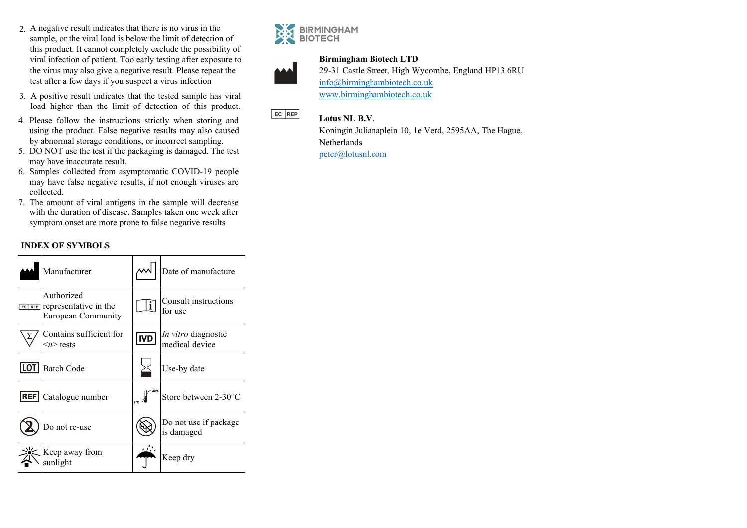2. A negative result indicates that there is no virus in the sample, or the viral load is below the limit of detection of this product. It cannot completely exclude the possibility of viral infection of patient. Too early testing after exposure to the virus may also give a negative result. Please repeat the test after a few days if you suspect a virus infection
3. A positive result indicates that the tested sample has viral load higher than the limit of detection of this product.
4. Please follow the instructions strictly when storing and using the product. False negative results may also caused by abnormal storage conditions, or incorrect sampling.
5. DO NOT use the test if the packaging is damaged. The test may have inaccurate result.
6. Samples collected from asymptomatic COVID-19 people may have false negative results, if not enough viruses are collected.
7. The amount of viral antigens in the sample will decrease with the duration of disease. Samples taken one week after symptom onset are more prone to false negative results

**INDEX OF SYMBOLS**

| | | | |
|---|---|---|---|
| | Manufacturer | | Date of manufacture |
| EC REP | Authorized representative in the European Community | | Consult instructions for use |
| Σ | Contains sufficient for <*n*> tests | IVD | *In vitro* diagnostic medical device |
| LOT | Batch Code | | Use-by date |
| REF | Catalogue number | 2°C 30°C | Store between 2-30°C |
| 2 | Do not re-use | | Do not use if package is damaged |
| | Keep away from sunlight | | Keep dry |

BIRMINGHAM BIOTECH

**Birmingham Biotech LTD**
29-31 Castle Street, High Wycombe, England HP13 6RU
info@birminghambiotech.co.uk
www.birminghambiotech.co.uk

EC REP

**Lotus NL B.V.**
Koningin Julianaplein 10, 1e Verd, 2595AA, The Hague, Netherlands
peter@lotusnl.com